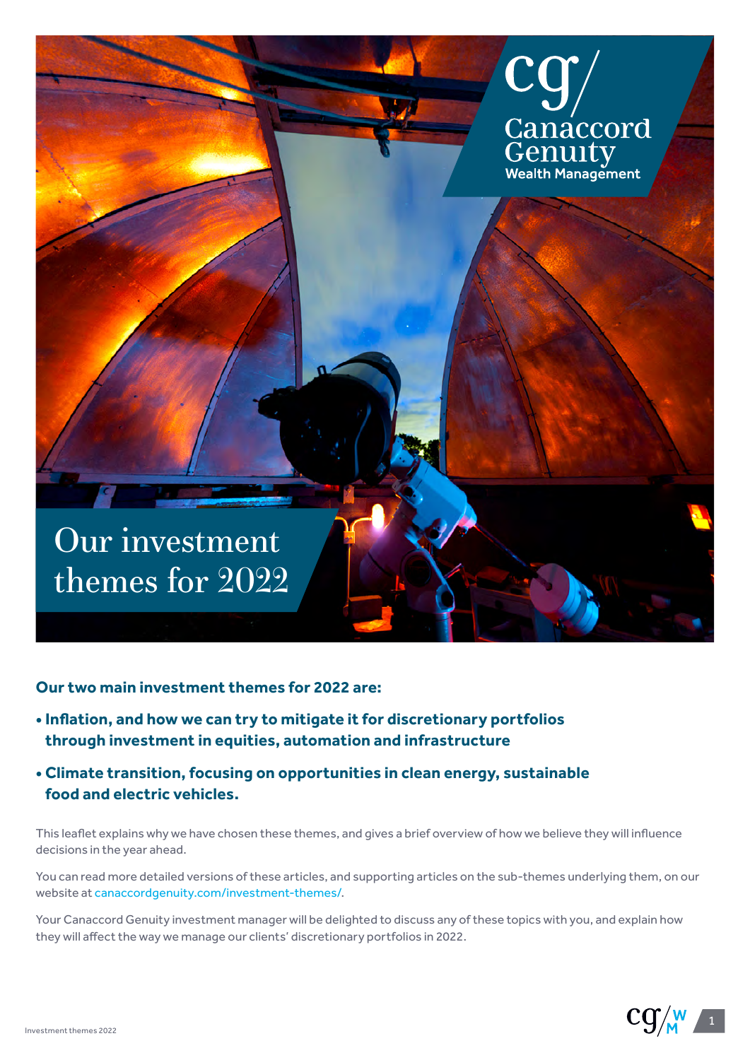Canaccord Genuity Wealth Management

# Our investment themes for 2022

**Our two main investment themes for 2022 are:**

- **Inflation, and how we can try to mitigate it for discretionary portfolios through investment in equities, automation and infrastructure**
- **Climate transition, focusing on opportunities in clean energy, sustainable food and electric vehicles.**

This leaflet explains why we have chosen these themes, and gives a brief overview of how we believe they will influence decisions in the year ahead.

You can read more detailed versions of these articles, and supporting articles on the sub-themes underlying them, on our website at canaccordgenuity.com/investment-themes/.

Your Canaccord Genuity investment manager will be delighted to discuss any of these topics with you, and explain how they will affect the way we manage our clients' discretionary portfolios in 2022.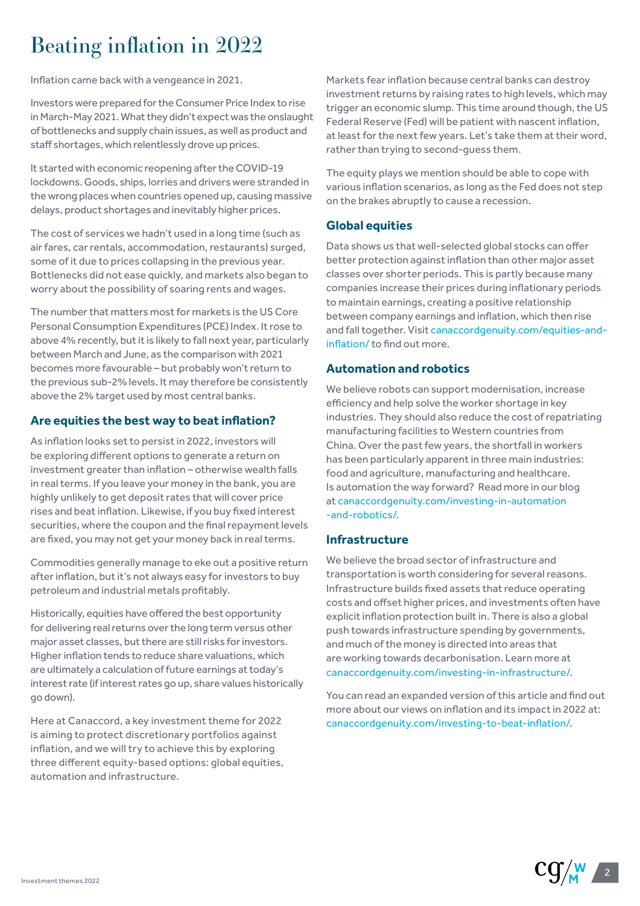# Beating inflation in 2022

Inflation came back with a vengeance in 2021.

Investors were prepared for the Consumer Price Index to rise in March-May 2021. What they didn't expect was the onslaught of bottlenecks and supply chain issues, as well as product and staff shortages, which relentlessly drove up prices.

It started with economic reopening after the COVID-19 lockdowns. Goods, ships, lorries and drivers were stranded in the wrong places when countries opened up, causing massive delays, product shortages and inevitably higher prices.

The cost of services we hadn't used in a long time (such as air fares, car rentals, accommodation, restaurants) surged, some of it due to prices collapsing in the previous year. Bottlenecks did not ease quickly, and markets also began to worry about the possibility of soaring rents and wages.

The number that matters most for markets is the US Core Personal Consumption Expenditures (PCE) Index. It rose to above 4% recently, but it is likely to fall next year, particularly between March and June, as the comparison with 2021 becomes more favourable – but probably won't return to the previous sub-2% levels. It may therefore be consistently above the 2% target used by most central banks.

## Are equities the best way to beat inflation?

As inflation looks set to persist in 2022, investors will be exploring different options to generate a return on investment greater than inflation – otherwise wealth falls in real terms. If you leave your money in the bank, you are highly unlikely to get deposit rates that will cover price rises and beat inflation. Likewise, if you buy fixed interest securities, where the coupon and the final repayment levels are fixed, you may not get your money back in real terms.

Commodities generally manage to eke out a positive return after inflation, but it's not always easy for investors to buy petroleum and industrial metals profitably.

Historically, equities have offered the best opportunity for delivering real returns over the long term versus other major asset classes, but there are still risks for investors. Higher inflation tends to reduce share valuations, which are ultimately a calculation of future earnings at today's interest rate (if interest rates go up, share values historically go down).

Here at Canaccord, a key investment theme for 2022 is aiming to protect discretionary portfolios against inflation, and we will try to achieve this by exploring three different equity-based options: global equities, automation and infrastructure.

Markets fear inflation because central banks can destroy investment returns by raising rates to high levels, which may trigger an economic slump. This time around though, the US Federal Reserve (Fed) will be patient with nascent inflation, at least for the next few years. Let's take them at their word, rather than trying to second-guess them.

The equity plays we mention should be able to cope with various inflation scenarios, as long as the Fed does not step on the brakes abruptly to cause a recession.

## Global equities

Data shows us that well-selected global stocks can offer better protection against inflation than other major asset classes over shorter periods. This is partly because many companies increase their prices during inflationary periods to maintain earnings, creating a positive relationship between company earnings and inflation, which then rise and fall together. Visit canaccordgenuity.com/equities-and-inflation/ to find out more.

## Automation and robotics

We believe robots can support modernisation, increase efficiency and help solve the worker shortage in key industries. They should also reduce the cost of repatriating manufacturing facilities to Western countries from China. Over the past few years, the shortfall in workers has been particularly apparent in three main industries: food and agriculture, manufacturing and healthcare. Is automation the way forward? Read more in our blog at canaccordgenuity.com/investing-in-automation-and-robotics/.

## Infrastructure

We believe the broad sector of infrastructure and transportation is worth considering for several reasons. Infrastructure builds fixed assets that reduce operating costs and offset higher prices, and investments often have explicit inflation protection built in. There is also a global push towards infrastructure spending by governments, and much of the money is directed into areas that are working towards decarbonisation. Learn more at canaccordgenuity.com/investing-in-infrastructure/.

You can read an expanded version of this article and find out more about our views on inflation and its impact in 2022 at: canaccordgenuity.com/investing-to-beat-inflation/.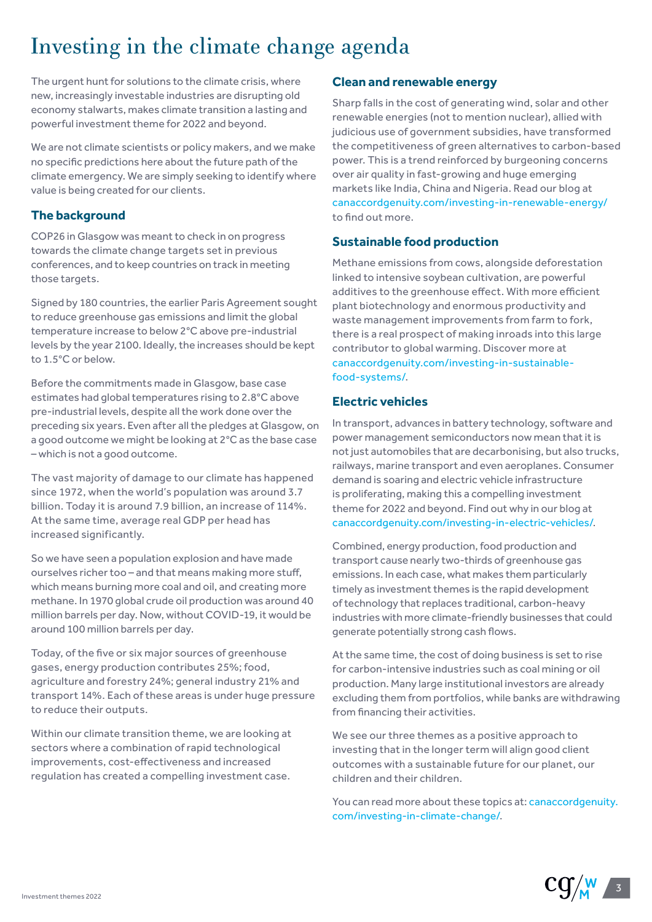# Investing in the climate change agenda

The urgent hunt for solutions to the climate crisis, where new, increasingly investable industries are disrupting old economy stalwarts, makes climate transition a lasting and powerful investment theme for 2022 and beyond.

We are not climate scientists or policy makers, and we make no specific predictions here about the future path of the climate emergency. We are simply seeking to identify where value is being created for our clients.

## The background

COP26 in Glasgow was meant to check in on progress towards the climate change targets set in previous conferences, and to keep countries on track in meeting those targets.

Signed by 180 countries, the earlier Paris Agreement sought to reduce greenhouse gas emissions and limit the global temperature increase to below 2°C above pre-industrial levels by the year 2100. Ideally, the increases should be kept to 1.5°C or below.

Before the commitments made in Glasgow, base case estimates had global temperatures rising to 2.8°C above pre-industrial levels, despite all the work done over the preceding six years. Even after all the pledges at Glasgow, on a good outcome we might be looking at 2°C as the base case – which is not a good outcome.

The vast majority of damage to our climate has happened since 1972, when the world's population was around 3.7 billion. Today it is around 7.9 billion, an increase of 114%. At the same time, average real GDP per head has increased significantly.

So we have seen a population explosion and have made ourselves richer too – and that means making more stuff, which means burning more coal and oil, and creating more methane. In 1970 global crude oil production was around 40 million barrels per day. Now, without COVID-19, it would be around 100 million barrels per day.

Today, of the five or six major sources of greenhouse gases, energy production contributes 25%; food, agriculture and forestry 24%; general industry 21% and transport 14%. Each of these areas is under huge pressure to reduce their outputs.

Within our climate transition theme, we are looking at sectors where a combination of rapid technological improvements, cost-effectiveness and increased regulation has created a compelling investment case.

## Clean and renewable energy

Sharp falls in the cost of generating wind, solar and other renewable energies (not to mention nuclear), allied with judicious use of government subsidies, have transformed the competitiveness of green alternatives to carbon-based power. This is a trend reinforced by burgeoning concerns over air quality in fast-growing and huge emerging markets like India, China and Nigeria. Read our blog at canaccordgenuity.com/investing-in-renewable-energy/ to find out more.

## Sustainable food production

Methane emissions from cows, alongside deforestation linked to intensive soybean cultivation, are powerful additives to the greenhouse effect. With more efficient plant biotechnology and enormous productivity and waste management improvements from farm to fork, there is a real prospect of making inroads into this large contributor to global warming. Discover more at canaccordgenuity.com/investing-in-sustainable-food-systems/.

## Electric vehicles

In transport, advances in battery technology, software and power management semiconductors now mean that it is not just automobiles that are decarbonising, but also trucks, railways, marine transport and even aeroplanes. Consumer demand is soaring and electric vehicle infrastructure is proliferating, making this a compelling investment theme for 2022 and beyond. Find out why in our blog at canaccordgenuity.com/investing-in-electric-vehicles/.

Combined, energy production, food production and transport cause nearly two-thirds of greenhouse gas emissions. In each case, what makes them particularly timely as investment themes is the rapid development of technology that replaces traditional, carbon-heavy industries with more climate-friendly businesses that could generate potentially strong cash flows.

At the same time, the cost of doing business is set to rise for carbon-intensive industries such as coal mining or oil production. Many large institutional investors are already excluding them from portfolios, while banks are withdrawing from financing their activities.

We see our three themes as a positive approach to investing that in the longer term will align good client outcomes with a sustainable future for our planet, our children and their children.

You can read more about these topics at: canaccordgenuity.com/investing-in-climate-change/.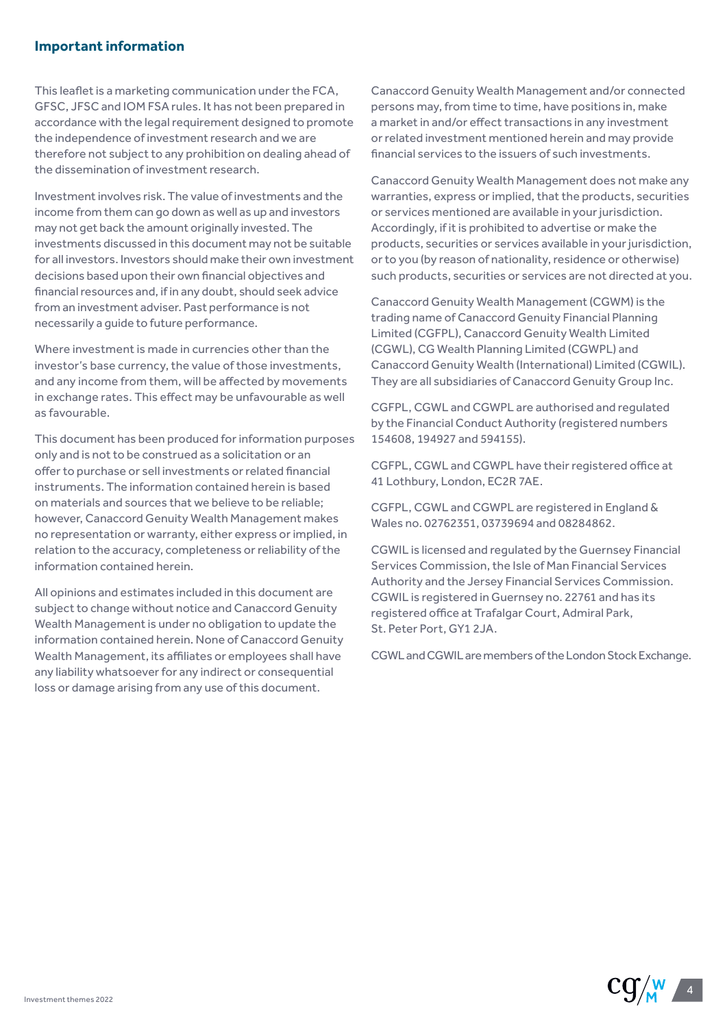## Important information

This leaflet is a marketing communication under the FCA, GFSC, JFSC and IOM FSA rules. It has not been prepared in accordance with the legal requirement designed to promote the independence of investment research and we are therefore not subject to any prohibition on dealing ahead of the dissemination of investment research.

Investment involves risk. The value of investments and the income from them can go down as well as up and investors may not get back the amount originally invested. The investments discussed in this document may not be suitable for all investors. Investors should make their own investment decisions based upon their own financial objectives and financial resources and, if in any doubt, should seek advice from an investment adviser. Past performance is not necessarily a guide to future performance.

Where investment is made in currencies other than the investor's base currency, the value of those investments, and any income from them, will be affected by movements in exchange rates. This effect may be unfavourable as well as favourable.

This document has been produced for information purposes only and is not to be construed as a solicitation or an offer to purchase or sell investments or related financial instruments. The information contained herein is based on materials and sources that we believe to be reliable; however, Canaccord Genuity Wealth Management makes no representation or warranty, either express or implied, in relation to the accuracy, completeness or reliability of the information contained herein.

All opinions and estimates included in this document are subject to change without notice and Canaccord Genuity Wealth Management is under no obligation to update the information contained herein. None of Canaccord Genuity Wealth Management, its affiliates or employees shall have any liability whatsoever for any indirect or consequential loss or damage arising from any use of this document.

Canaccord Genuity Wealth Management and/or connected persons may, from time to time, have positions in, make a market in and/or effect transactions in any investment or related investment mentioned herein and may provide financial services to the issuers of such investments.

Canaccord Genuity Wealth Management does not make any warranties, express or implied, that the products, securities or services mentioned are available in your jurisdiction. Accordingly, if it is prohibited to advertise or make the products, securities or services available in your jurisdiction, or to you (by reason of nationality, residence or otherwise) such products, securities or services are not directed at you.

Canaccord Genuity Wealth Management (CGWM) is the trading name of Canaccord Genuity Financial Planning Limited (CGFPL), Canaccord Genuity Wealth Limited (CGWL), CG Wealth Planning Limited (CGWPL) and Canaccord Genuity Wealth (International) Limited (CGWIL). They are all subsidiaries of Canaccord Genuity Group Inc.

CGFPL, CGWL and CGWPL are authorised and regulated by the Financial Conduct Authority (registered numbers 154608, 194927 and 594155).

CGFPL, CGWL and CGWPL have their registered office at 41 Lothbury, London, EC2R 7AE.

CGFPL, CGWL and CGWPL are registered in England & Wales no. 02762351, 03739694 and 08284862.

CGWIL is licensed and regulated by the Guernsey Financial Services Commission, the Isle of Man Financial Services Authority and the Jersey Financial Services Commission. CGWIL is registered in Guernsey no. 22761 and has its registered office at Trafalgar Court, Admiral Park, St. Peter Port, GY1 2JA.

CGWL and CGWIL are members of the London Stock Exchange.